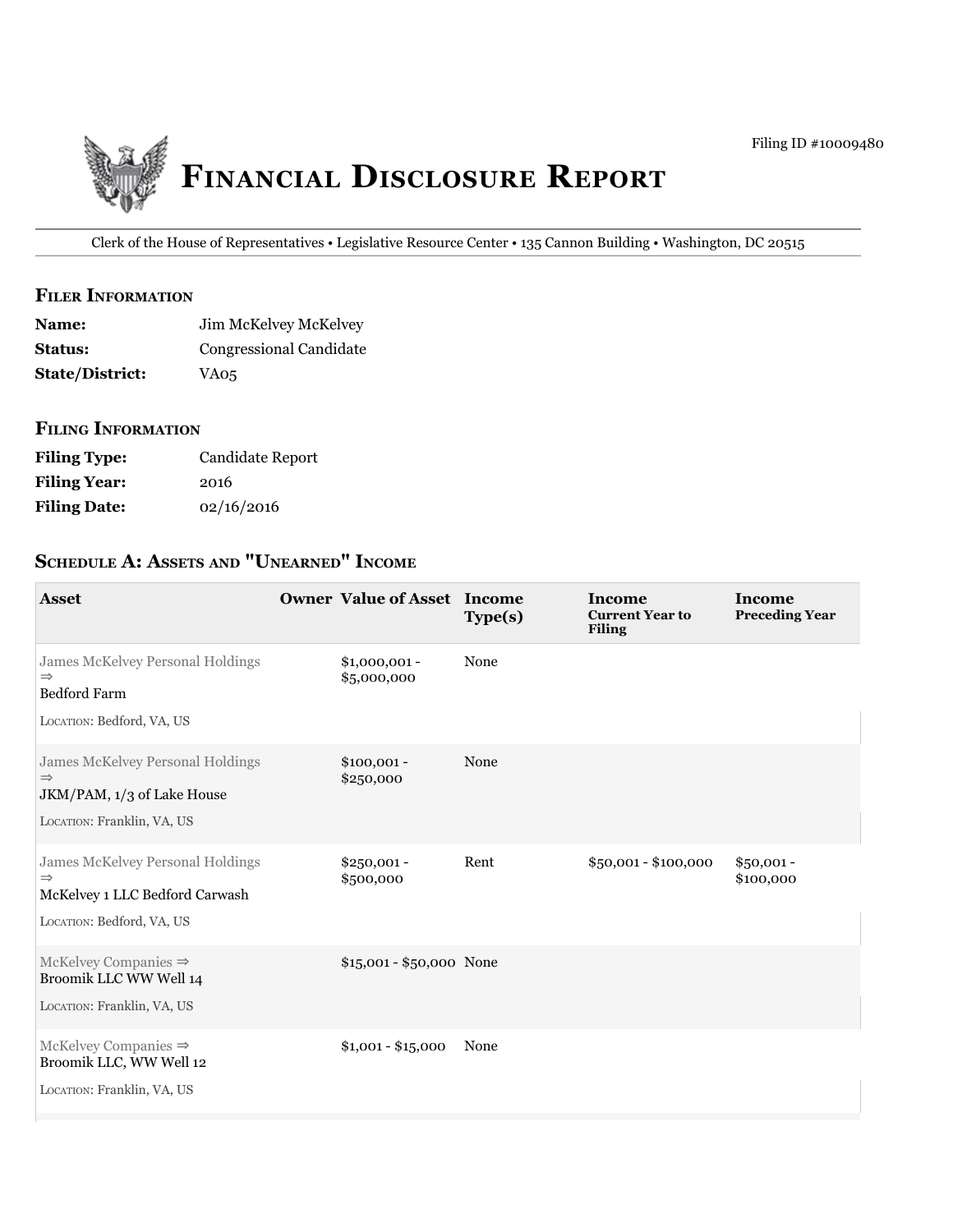Filing ID #10009480

# Financial Disclosure Report

Clerk of the House of Representatives • Legislative Resource Center • 135 Cannon Building • Washington, DC 20515

## Filer Information

**Name:** Jim McKelvey McKelvey
**Status:** Congressional Candidate
**State/District:** VA05

## Filing Information

**Filing Type:** Candidate Report
**Filing Year:** 2016
**Filing Date:** 02/16/2016

## Schedule A: Assets and "Unearned" Income

| Asset | Owner | Value of Asset | Income Type(s) | Income Current Year to Filing | Income Preceding Year |
|---|---|---|---|---|---|
| James McKelvey Personal Holdings ⇒ Bedford Farm<br>Location: Bedford, VA, US | | $1,000,001 - $5,000,000 | None | | |
| James McKelvey Personal Holdings ⇒ JKM/PAM, 1/3 of Lake House<br>Location: Franklin, VA, US | | $100,001 - $250,000 | None | | |
| James McKelvey Personal Holdings ⇒ McKelvey 1 LLC Bedford Carwash<br>Location: Bedford, VA, US | | $250,001 - $500,000 | Rent | $50,001 - $100,000 | $50,001 - $100,000 |
| McKelvey Companies ⇒ Broomik LLC WW Well 14<br>Location: Franklin, VA, US | | $15,001 - $50,000 | None | | |
| McKelvey Companies ⇒ Broomik LLC, WW Well 12<br>Location: Franklin, VA, US | | $1,001 - $15,000 | None | | |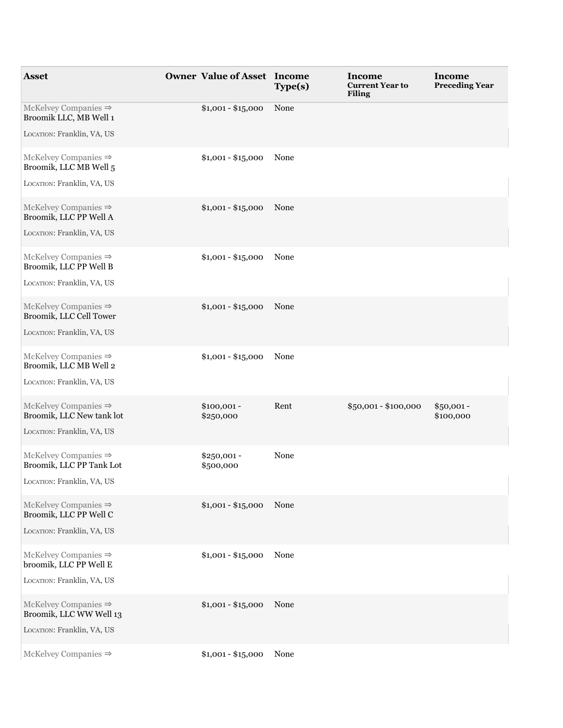| Asset | Owner | Value of Asset | Income Type(s) | Income Current Year to Filing | Income Preceding Year |
| --- | --- | --- | --- | --- | --- |
| McKelvey Companies ⇒ Broomik LLC, MB Well 1<br>Location: Franklin, VA, US | | $1,001 - $15,000 | None | | |
| McKelvey Companies ⇒ Broomik, LLC MB Well 5<br>Location: Franklin, VA, US | | $1,001 - $15,000 | None | | |
| McKelvey Companies ⇒ Broomik, LLC PP Well A<br>Location: Franklin, VA, US | | $1,001 - $15,000 | None | | |
| McKelvey Companies ⇒ Broomik, LLC PP Well B<br>Location: Franklin, VA, US | | $1,001 - $15,000 | None | | |
| McKelvey Companies ⇒ Broomik, LLC Cell Tower<br>Location: Franklin, VA, US | | $1,001 - $15,000 | None | | |
| McKelvey Companies ⇒ Broomik, LLC MB Well 2<br>Location: Franklin, VA, US | | $1,001 - $15,000 | None | | |
| McKelvey Companies ⇒ Broomik, LLC New tank lot<br>Location: Franklin, VA, US | | $100,001 - $250,000 | Rent | $50,001 - $100,000 | $50,001 - $100,000 |
| McKelvey Companies ⇒ Broomik, LLC PP Tank Lot<br>Location: Franklin, VA, US | | $250,001 - $500,000 | None | | |
| McKelvey Companies ⇒ Broomik, LLC PP Well C<br>Location: Franklin, VA, US | | $1,001 - $15,000 | None | | |
| McKelvey Companies ⇒ broomik, LLC PP Well E<br>Location: Franklin, VA, US | | $1,001 - $15,000 | None | | |
| McKelvey Companies ⇒ Broomik, LLC WW Well 13<br>Location: Franklin, VA, US | | $1,001 - $15,000 | None | | |
| McKelvey Companies ⇒ | | $1,001 - $15,000 | None | | |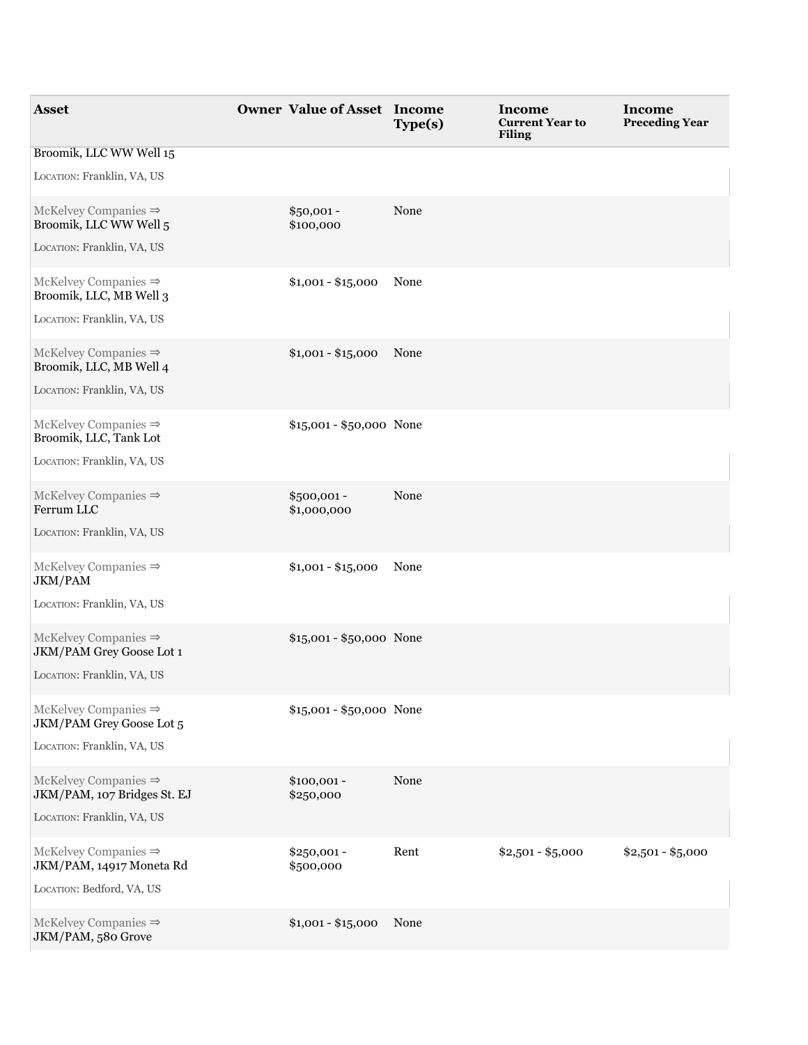| Asset | Owner | Value of Asset | Income Type(s) | Income Current Year to Filing | Income Preceding Year |
|---|---|---|---|---|---|
| Broomik, LLC WW Well 15<br>LOCATION: Franklin, VA, US | | | | | |
| McKelvey Companies ⇒ Broomik, LLC WW Well 5<br>LOCATION: Franklin, VA, US | | $50,001 - $100,000 | None | | |
| McKelvey Companies ⇒ Broomik, LLC, MB Well 3<br>LOCATION: Franklin, VA, US | | $1,001 - $15,000 | None | | |
| McKelvey Companies ⇒ Broomik, LLC, MB Well 4<br>LOCATION: Franklin, VA, US | | $1,001 - $15,000 | None | | |
| McKelvey Companies ⇒ Broomik, LLC, Tank Lot<br>LOCATION: Franklin, VA, US | | $15,001 - $50,000 | None | | |
| McKelvey Companies ⇒ Ferrum LLC<br>LOCATION: Franklin, VA, US | | $500,001 - $1,000,000 | None | | |
| McKelvey Companies ⇒ JKM/PAM<br>LOCATION: Franklin, VA, US | | $1,001 - $15,000 | None | | |
| McKelvey Companies ⇒ JKM/PAM Grey Goose Lot 1<br>LOCATION: Franklin, VA, US | | $15,001 - $50,000 | None | | |
| McKelvey Companies ⇒ JKM/PAM Grey Goose Lot 5<br>LOCATION: Franklin, VA, US | | $15,001 - $50,000 | None | | |
| McKelvey Companies ⇒ JKM/PAM, 107 Bridges St. EJ<br>LOCATION: Franklin, VA, US | | $100,001 - $250,000 | None | | |
| McKelvey Companies ⇒ JKM/PAM, 14917 Moneta Rd<br>LOCATION: Bedford, VA, US | | $250,001 - $500,000 | Rent | $2,501 - $5,000 | $2,501 - $5,000 |
| McKelvey Companies ⇒ JKM/PAM, 580 Grove | | $1,001 - $15,000 | None | | |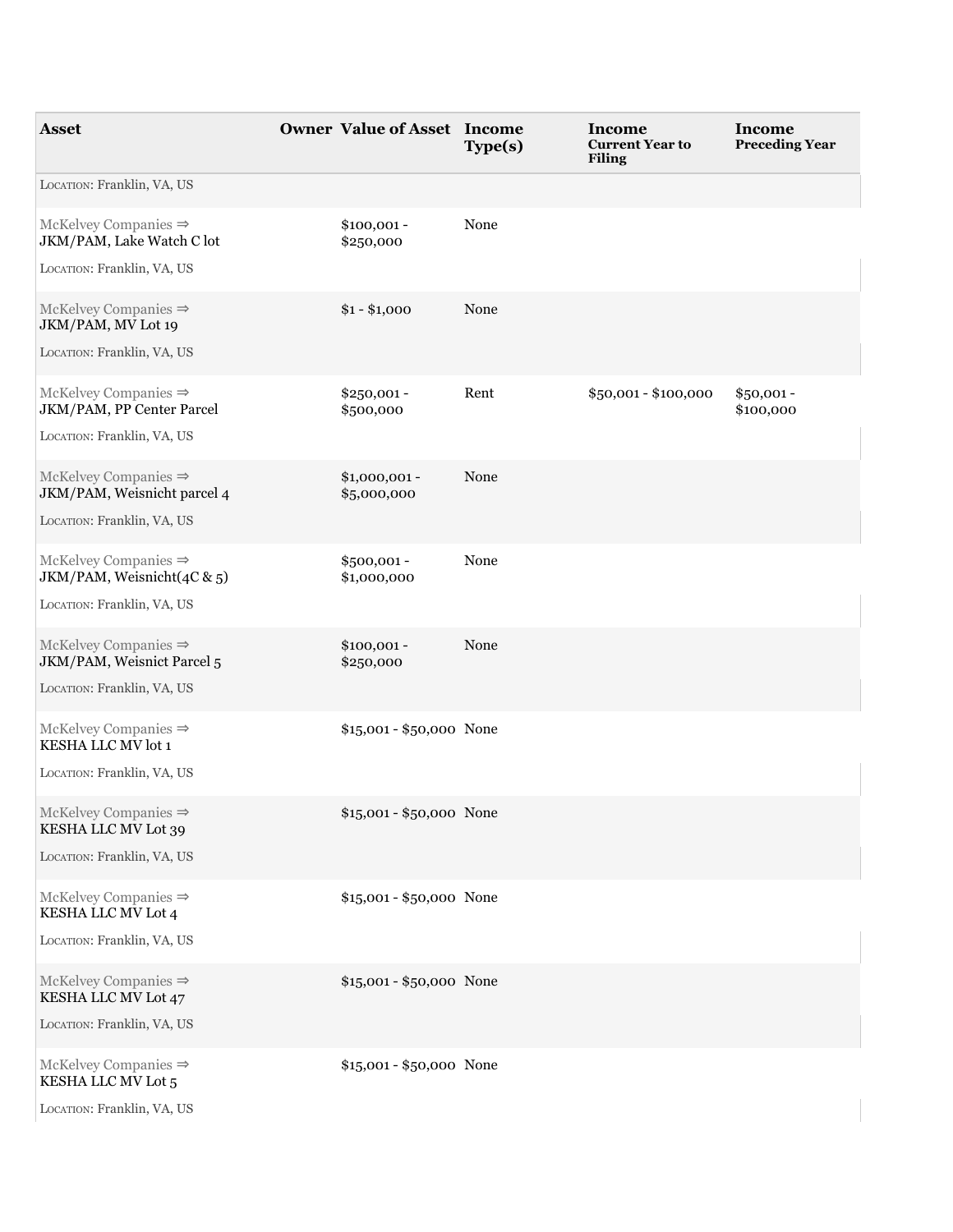| Asset | Owner | Value of Asset | Income Type(s) | Income Current Year to Filing | Income Preceding Year |
| --- | --- | --- | --- | --- | --- |
| LOCATION: Franklin, VA, US | | | | | |
| McKelvey Companies ⇒ JKM/PAM, Lake Watch C lot<br>LOCATION: Franklin, VA, US | | $100,001 - $250,000 | None | | |
| McKelvey Companies ⇒ JKM/PAM, MV Lot 19<br>LOCATION: Franklin, VA, US | | $1 - $1,000 | None | | |
| McKelvey Companies ⇒ JKM/PAM, PP Center Parcel<br>LOCATION: Franklin, VA, US | | $250,001 - $500,000 | Rent | $50,001 - $100,000 | $50,001 - $100,000 |
| McKelvey Companies ⇒ JKM/PAM, Weisnicht parcel 4<br>LOCATION: Franklin, VA, US | | $1,000,001 - $5,000,000 | None | | |
| McKelvey Companies ⇒ JKM/PAM, Weisnicht(4C & 5)<br>LOCATION: Franklin, VA, US | | $500,001 - $1,000,000 | None | | |
| McKelvey Companies ⇒ JKM/PAM, Weisnict Parcel 5<br>LOCATION: Franklin, VA, US | | $100,001 - $250,000 | None | | |
| McKelvey Companies ⇒ KESHA LLC MV lot 1<br>LOCATION: Franklin, VA, US | | $15,001 - $50,000 | None | | |
| McKelvey Companies ⇒ KESHA LLC MV Lot 39<br>LOCATION: Franklin, VA, US | | $15,001 - $50,000 | None | | |
| McKelvey Companies ⇒ KESHA LLC MV Lot 4<br>LOCATION: Franklin, VA, US | | $15,001 - $50,000 | None | | |
| McKelvey Companies ⇒ KESHA LLC MV Lot 47<br>LOCATION: Franklin, VA, US | | $15,001 - $50,000 | None | | |
| McKelvey Companies ⇒ KESHA LLC MV Lot 5<br>LOCATION: Franklin, VA, US | | $15,001 - $50,000 | None | | |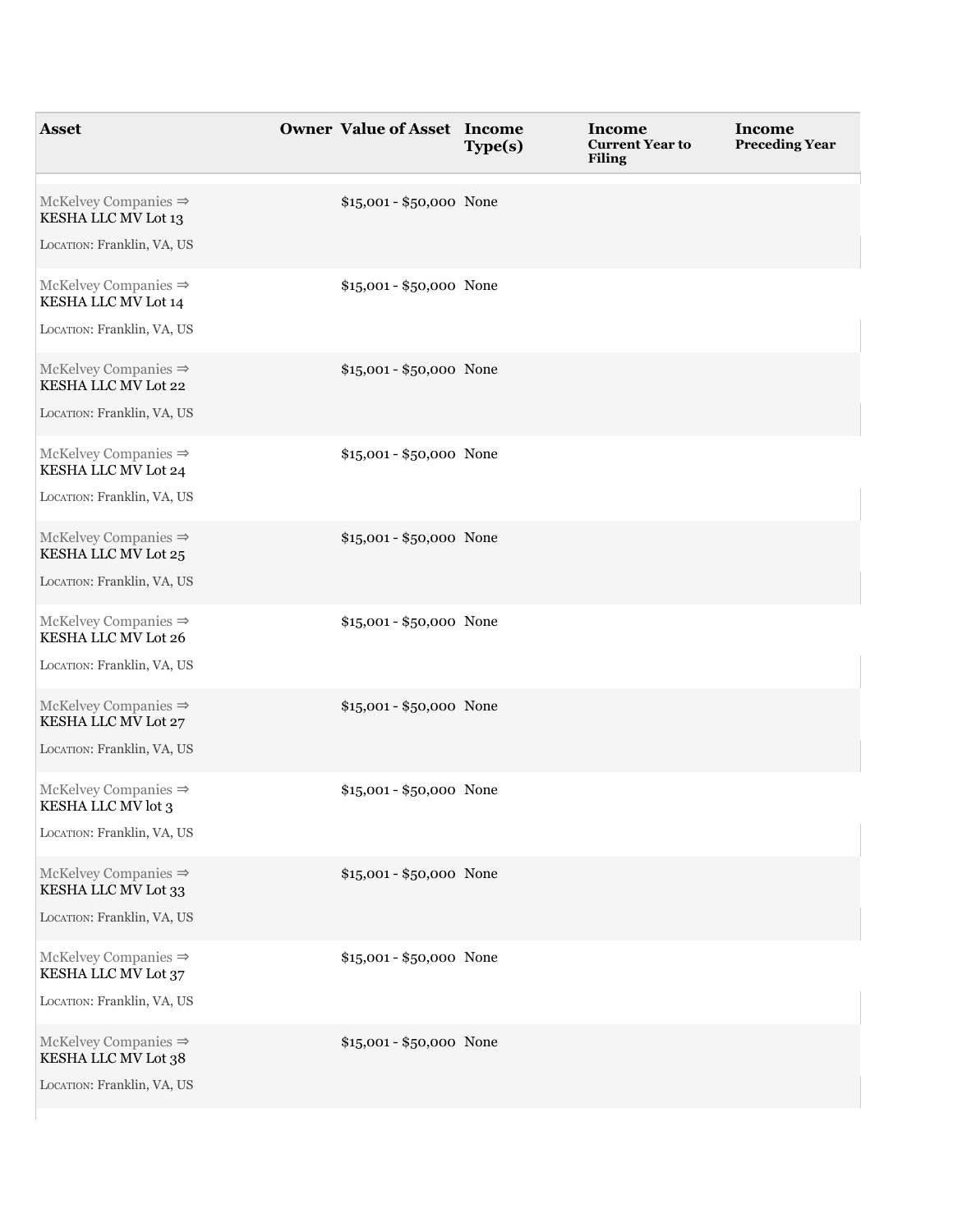| Asset | Owner | Value of Asset | Income Type(s) | Income Current Year to Filing | Income Preceding Year |
|---|---|---|---|---|---|
| McKelvey Companies ⇒ KESHA LLC MV Lot 13<br>LOCATION: Franklin, VA, US | | $15,001 - $50,000 | None | | |
| McKelvey Companies ⇒ KESHA LLC MV Lot 14<br>LOCATION: Franklin, VA, US | | $15,001 - $50,000 | None | | |
| McKelvey Companies ⇒ KESHA LLC MV Lot 22<br>LOCATION: Franklin, VA, US | | $15,001 - $50,000 | None | | |
| McKelvey Companies ⇒ KESHA LLC MV Lot 24<br>LOCATION: Franklin, VA, US | | $15,001 - $50,000 | None | | |
| McKelvey Companies ⇒ KESHA LLC MV Lot 25<br>LOCATION: Franklin, VA, US | | $15,001 - $50,000 | None | | |
| McKelvey Companies ⇒ KESHA LLC MV Lot 26<br>LOCATION: Franklin, VA, US | | $15,001 - $50,000 | None | | |
| McKelvey Companies ⇒ KESHA LLC MV Lot 27<br>LOCATION: Franklin, VA, US | | $15,001 - $50,000 | None | | |
| McKelvey Companies ⇒ KESHA LLC MV lot 3<br>LOCATION: Franklin, VA, US | | $15,001 - $50,000 | None | | |
| McKelvey Companies ⇒ KESHA LLC MV Lot 33<br>LOCATION: Franklin, VA, US | | $15,001 - $50,000 | None | | |
| McKelvey Companies ⇒ KESHA LLC MV Lot 37<br>LOCATION: Franklin, VA, US | | $15,001 - $50,000 | None | | |
| McKelvey Companies ⇒ KESHA LLC MV Lot 38<br>LOCATION: Franklin, VA, US | | $15,001 - $50,000 | None | | |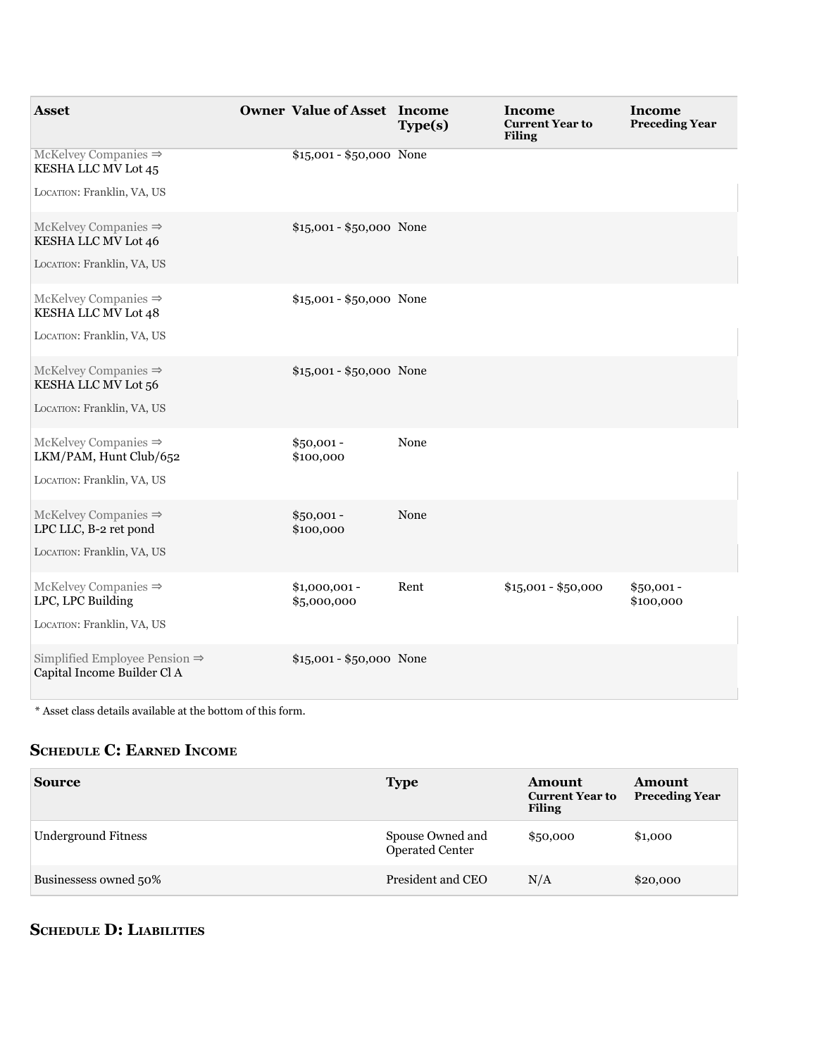| Asset | Owner | Value of Asset | Income Type(s) | Income Current Year to Filing | Income Preceding Year |
|---|---|---|---|---|---|
| McKelvey Companies ⇒ KESHA LLC MV Lot 45<br>Location: Franklin, VA, US | | $15,001 - $50,000 | None | | |
| McKelvey Companies ⇒ KESHA LLC MV Lot 46<br>Location: Franklin, VA, US | | $15,001 - $50,000 | None | | |
| McKelvey Companies ⇒ KESHA LLC MV Lot 48<br>Location: Franklin, VA, US | | $15,001 - $50,000 | None | | |
| McKelvey Companies ⇒ KESHA LLC MV Lot 56<br>Location: Franklin, VA, US | | $15,001 - $50,000 | None | | |
| McKelvey Companies ⇒ LKM/PAM, Hunt Club/652<br>Location: Franklin, VA, US | | $50,001 - $100,000 | None | | |
| McKelvey Companies ⇒ LPC LLC, B-2 ret pond<br>Location: Franklin, VA, US | | $50,001 - $100,000 | None | | |
| McKelvey Companies ⇒ LPC, LPC Building<br>Location: Franklin, VA, US | | $1,000,001 - $5,000,000 | Rent | $15,001 - $50,000 | $50,001 - $100,000 |
| Simplified Employee Pension ⇒ Capital Income Builder Cl A | | $15,001 - $50,000 | None | | |

* Asset class details available at the bottom of this form.

## Schedule C: Earned Income

| Source | Type | Amount Current Year to Filing | Amount Preceding Year |
|---|---|---|---|
| Underground Fitness | Spouse Owned and Operated Center | $50,000 | $1,000 |
| Businessess owned 50% | President and CEO | N/A | $20,000 |

## Schedule D: Liabilities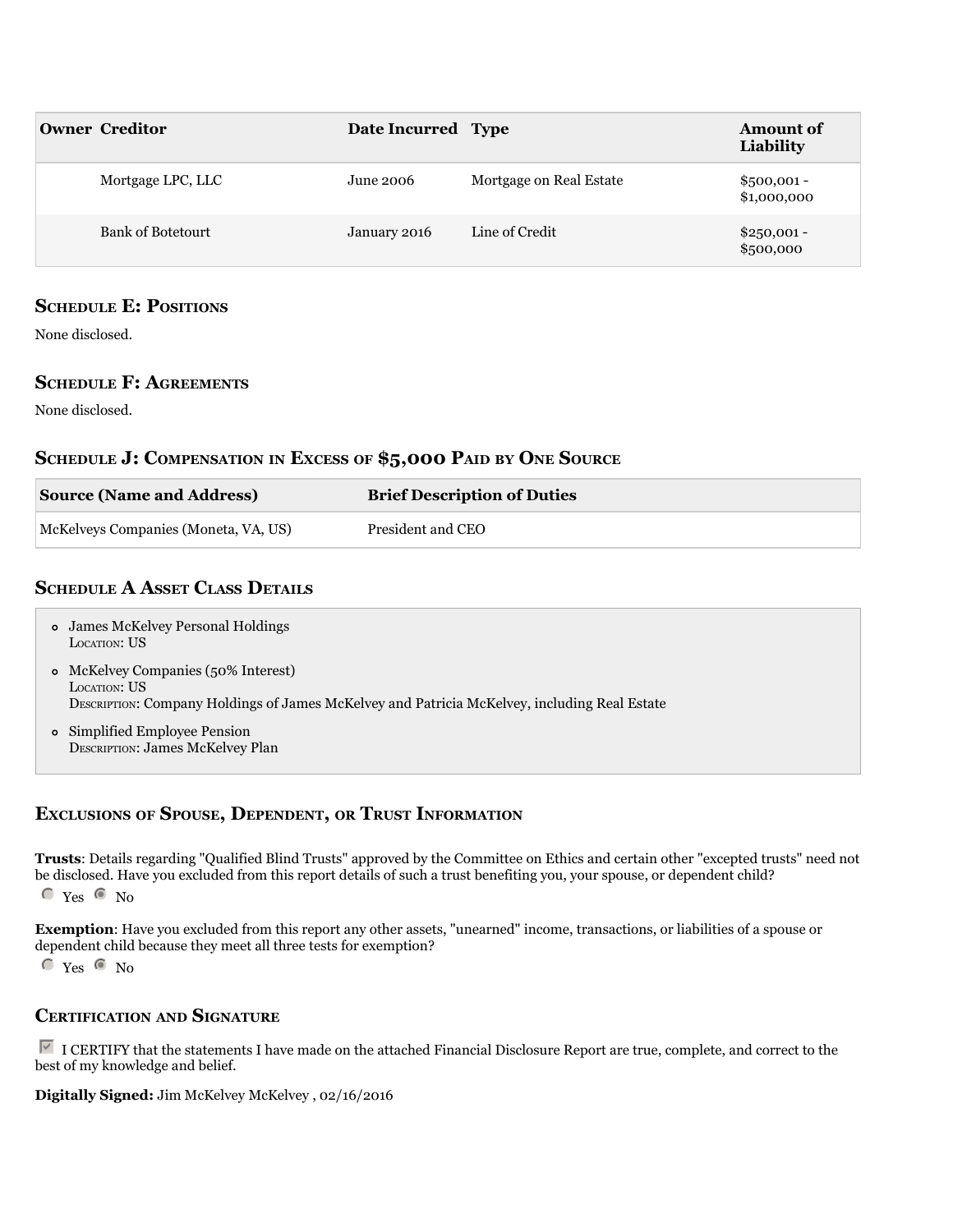| Owner | Creditor | Date Incurred | Type | Amount of Liability |
|---|---|---|---|---|
| | Mortgage LPC, LLC | June 2006 | Mortgage on Real Estate | $500,001 - $1,000,000 |
| | Bank of Botetourt | January 2016 | Line of Credit | $250,001 - $500,000 |

## Schedule E: Positions

None disclosed.

## Schedule F: Agreements

None disclosed.

## Schedule J: Compensation in Excess of $5,000 Paid by One Source

| Source (Name and Address) | Brief Description of Duties |
|---|---|
| McKelveys Companies (Moneta, VA, US) | President and CEO |

## Schedule A Asset Class Details

- James McKelvey Personal Holdings
  Location: US
- McKelvey Companies (50% Interest)
  Location: US
  Description: Company Holdings of James McKelvey and Patricia McKelvey, including Real Estate
- Simplified Employee Pension
  Description: James McKelvey Plan

## Exclusions of Spouse, Dependent, or Trust Information

**Trusts**: Details regarding "Qualified Blind Trusts" approved by the Committee on Ethics and certain other "excepted trusts" need not be disclosed. Have you excluded from this report details of such a trust benefiting you, your spouse, or dependent child?

○ Yes ◉ No

**Exemption**: Have you excluded from this report any other assets, "unearned" income, transactions, or liabilities of a spouse or dependent child because they meet all three tests for exemption?

○ Yes ◉ No

## Certification and Signature

☑ I CERTIFY that the statements I have made on the attached Financial Disclosure Report are true, complete, and correct to the best of my knowledge and belief.

**Digitally Signed:** Jim McKelvey McKelvey , 02/16/2016